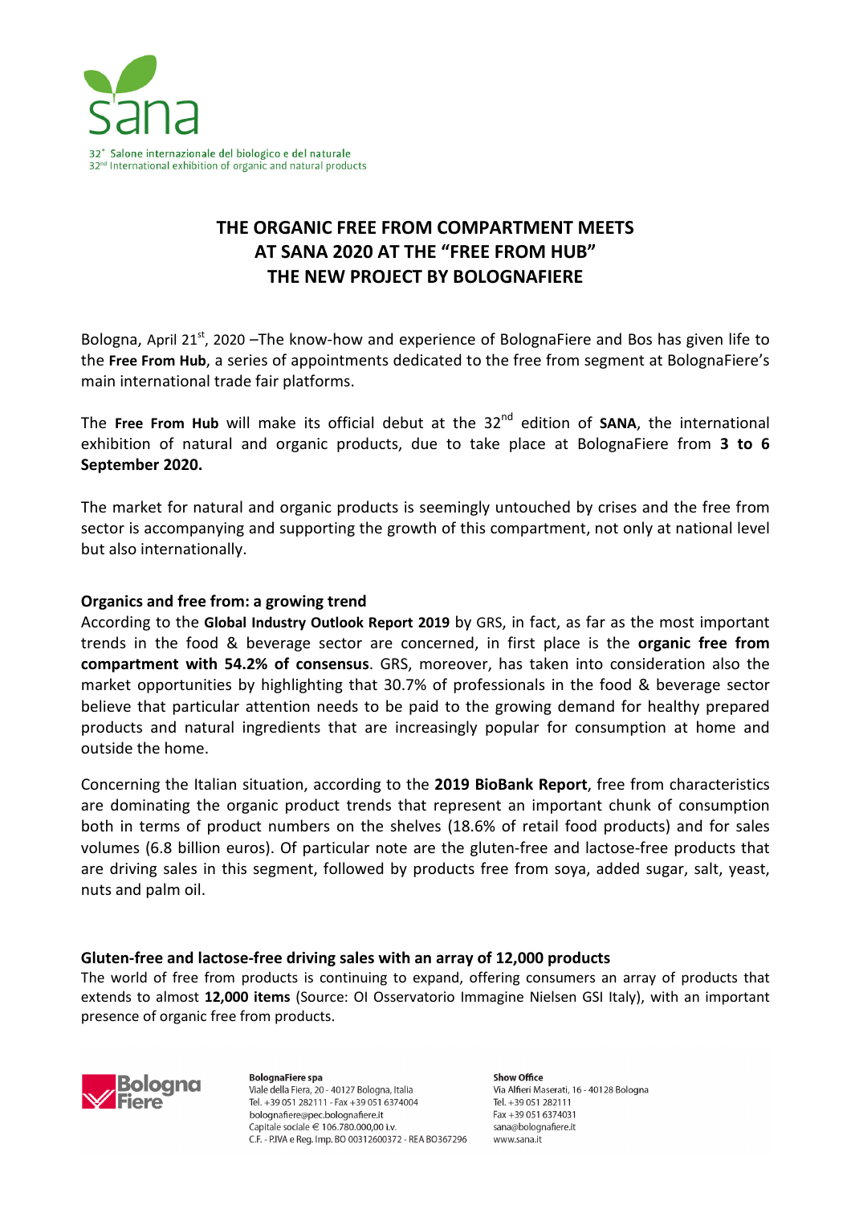32° Salone internazionale del biologico e del naturale
32nd International exhibition of organic and natural products

# THE ORGANIC FREE FROM COMPARTMENT MEETS AT SANA 2020 AT THE "FREE FROM HUB" THE NEW PROJECT BY BOLOGNAFIERE

Bologna, April 21st, 2020 –The know-how and experience of BolognaFiere and Bos has given life to the **Free From Hub**, a series of appointments dedicated to the free from segment at BolognaFiere's main international trade fair platforms.

The **Free From Hub** will make its official debut at the 32nd edition of **SANA**, the international exhibition of natural and organic products, due to take place at BolognaFiere from **3 to 6 September 2020.**

The market for natural and organic products is seemingly untouched by crises and the free from sector is accompanying and supporting the growth of this compartment, not only at national level but also internationally.

## Organics and free from: a growing trend

According to the **Global Industry Outlook Report 2019** by GRS, in fact, as far as the most important trends in the food & beverage sector are concerned, in first place is the **organic free from compartment with 54.2% of consensus**. GRS, moreover, has taken into consideration also the market opportunities by highlighting that 30.7% of professionals in the food & beverage sector believe that particular attention needs to be paid to the growing demand for healthy prepared products and natural ingredients that are increasingly popular for consumption at home and outside the home.

Concerning the Italian situation, according to the **2019 BioBank Report**, free from characteristics are dominating the organic product trends that represent an important chunk of consumption both in terms of product numbers on the shelves (18.6% of retail food products) and for sales volumes (6.8 billion euros). Of particular note are the gluten-free and lactose-free products that are driving sales in this segment, followed by products free from soya, added sugar, salt, yeast, nuts and palm oil.

## Gluten-free and lactose-free driving sales with an array of 12,000 products

The world of free from products is continuing to expand, offering consumers an array of products that extends to almost **12,000 items** (Source: OI Osservatorio Immagine Nielsen GSI Italy), with an important presence of organic free from products.

**BolognaFiere spa**
Viale della Fiera, 20 - 40127 Bologna, Italia
Tel. +39 051 282111 - Fax +39 051 6374004
bolognafiere@pec.bolognafiere.it
Capitale sociale € 106.780.000,00 i.v.
C.F. - P.IVA e Reg. Imp. BO 00312600372 - REA BO367296

**Show Office**
Via Alfieri Maserati, 16 - 40128 Bologna
Tel. +39 051 282111
Fax +39 051 6374031
sana@bolognafiere.it
www.sana.it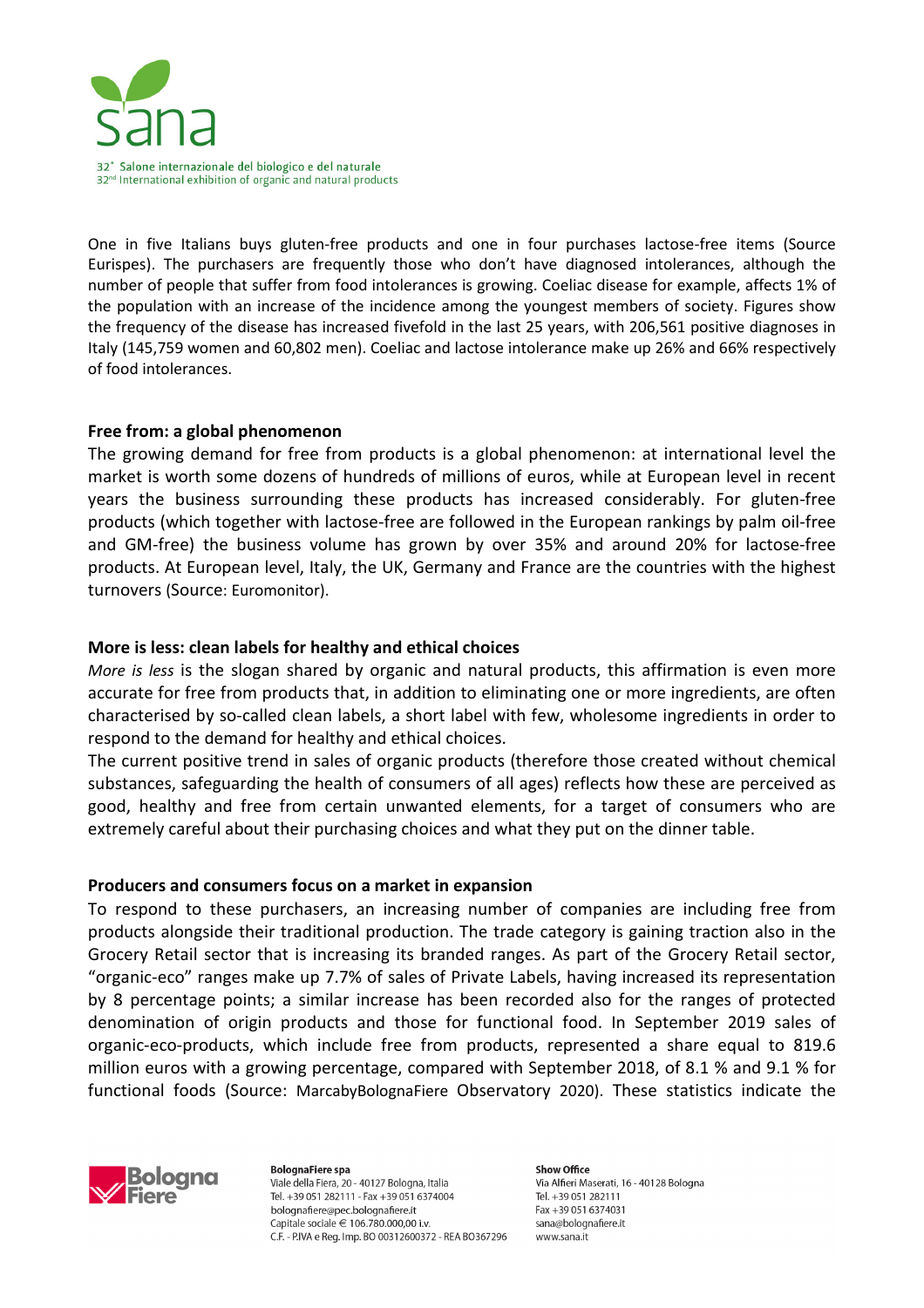One in five Italians buys gluten-free products and one in four purchases lactose-free items (Source Eurispes). The purchasers are frequently those who don't have diagnosed intolerances, although the number of people that suffer from food intolerances is growing. Coeliac disease for example, affects 1% of the population with an increase of the incidence among the youngest members of society. Figures show the frequency of the disease has increased fivefold in the last 25 years, with 206,561 positive diagnoses in Italy (145,759 women and 60,802 men). Coeliac and lactose intolerance make up 26% and 66% respectively of food intolerances.

**Free from: a global phenomenon**

The growing demand for free from products is a global phenomenon: at international level the market is worth some dozens of hundreds of millions of euros, while at European level in recent years the business surrounding these products has increased considerably. For gluten-free products (which together with lactose-free are followed in the European rankings by palm oil-free and GM-free) the business volume has grown by over 35% and around 20% for lactose-free products. At European level, Italy, the UK, Germany and France are the countries with the highest turnovers (Source: Euromonitor).

**More is less: clean labels for healthy and ethical choices**

*More is less* is the slogan shared by organic and natural products, this affirmation is even more accurate for free from products that, in addition to eliminating one or more ingredients, are often characterised by so-called clean labels, a short label with few, wholesome ingredients in order to respond to the demand for healthy and ethical choices.

The current positive trend in sales of organic products (therefore those created without chemical substances, safeguarding the health of consumers of all ages) reflects how these are perceived as good, healthy and free from certain unwanted elements, for a target of consumers who are extremely careful about their purchasing choices and what they put on the dinner table.

**Producers and consumers focus on a market in expansion**

To respond to these purchasers, an increasing number of companies are including free from products alongside their traditional production. The trade category is gaining traction also in the Grocery Retail sector that is increasing its branded ranges. As part of the Grocery Retail sector, "organic-eco" ranges make up 7.7% of sales of Private Labels, having increased its representation by 8 percentage points; a similar increase has been recorded also for the ranges of protected denomination of origin products and those for functional food. In September 2019 sales of organic-eco-products, which include free from products, represented a share equal to 819.6 million euros with a growing percentage, compared with September 2018, of 8.1 % and 9.1 % for functional foods (Source: MarcabyBolognaFiere Observatory 2020). These statistics indicate the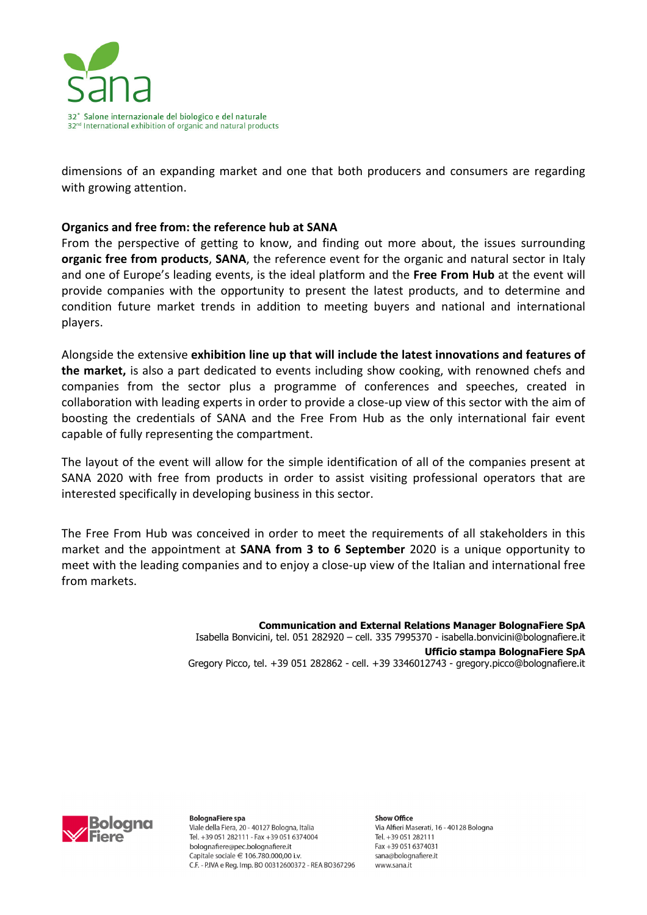dimensions of an expanding market and one that both producers and consumers are regarding with growing attention.

**Organics and free from: the reference hub at SANA**

From the perspective of getting to know, and finding out more about, the issues surrounding **organic free from products**, **SANA**, the reference event for the organic and natural sector in Italy and one of Europe's leading events, is the ideal platform and the **Free From Hub** at the event will provide companies with the opportunity to present the latest products, and to determine and condition future market trends in addition to meeting buyers and national and international players.

Alongside the extensive **exhibition line up that will include the latest innovations and features of the market,** is also a part dedicated to events including show cooking, with renowned chefs and companies from the sector plus a programme of conferences and speeches, created in collaboration with leading experts in order to provide a close-up view of this sector with the aim of boosting the credentials of SANA and the Free From Hub as the only international fair event capable of fully representing the compartment.

The layout of the event will allow for the simple identification of all of the companies present at SANA 2020 with free from products in order to assist visiting professional operators that are interested specifically in developing business in this sector.

The Free From Hub was conceived in order to meet the requirements of all stakeholders in this market and the appointment at **SANA from 3 to 6 September** 2020 is a unique opportunity to meet with the leading companies and to enjoy a close-up view of the Italian and international free from markets.

**Communication and External Relations Manager BolognaFiere SpA**
Isabella Bonvicini, tel. 051 282920 – cell. 335 7995370 - isabella.bonvicini@bolognafiere.it

**Ufficio stampa BolognaFiere SpA**
Gregory Picco, tel. +39 051 282862 - cell. +39 3346012743 - gregory.picco@bolognafiere.it